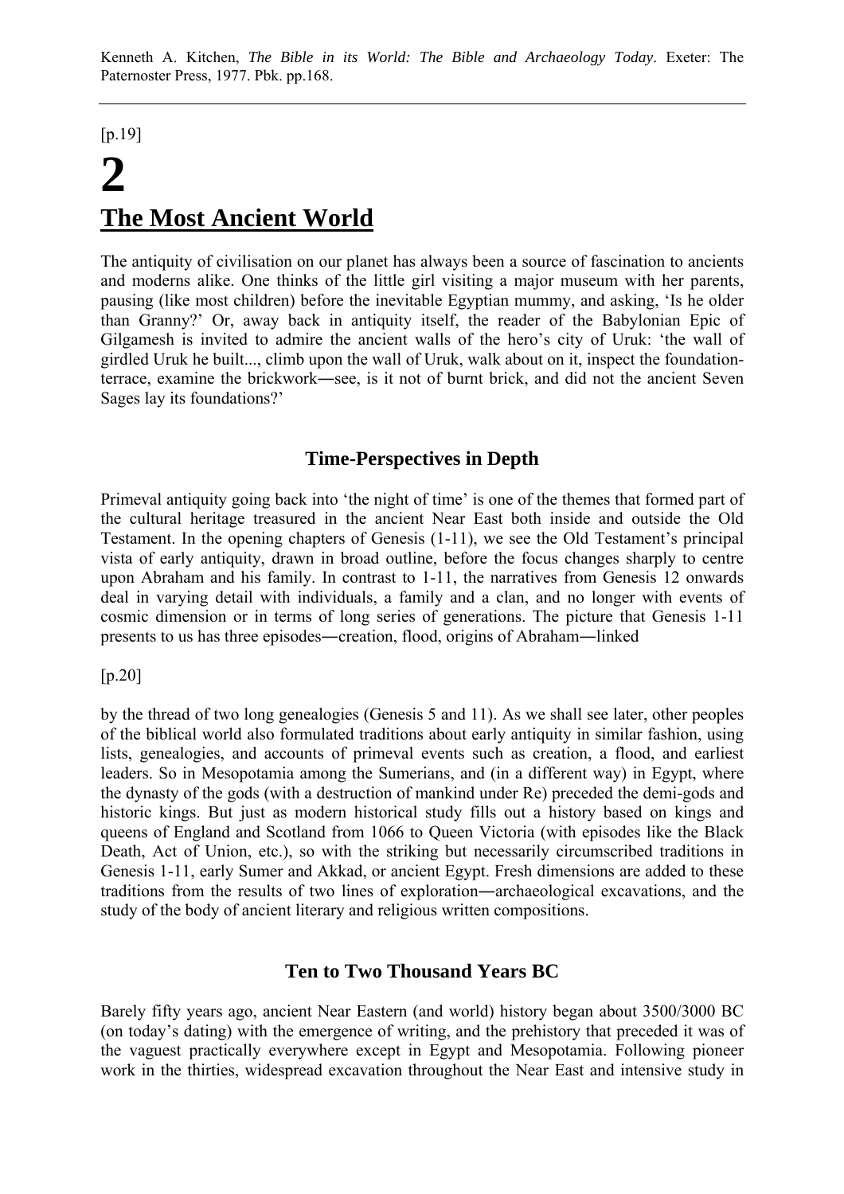Kenneth A. Kitchen, *The Bible in its World: The Bible and Archaeology Today*. Exeter: The Paternoster Press, 1977. Pbk. pp.168.

[p.19]

# 2
# The Most Ancient World

The antiquity of civilisation on our planet has always been a source of fascination to ancients and moderns alike. One thinks of the little girl visiting a major museum with her parents, pausing (like most children) before the inevitable Egyptian mummy, and asking, 'Is he older than Granny?' Or, away back in antiquity itself, the reader of the Babylonian Epic of Gilgamesh is invited to admire the ancient walls of the hero's city of Uruk: 'the wall of girdled Uruk he built..., climb upon the wall of Uruk, walk about on it, inspect the foundation-terrace, examine the brickwork―see, is it not of burnt brick, and did not the ancient Seven Sages lay its foundations?'

## Time-Perspectives in Depth

Primeval antiquity going back into 'the night of time' is one of the themes that formed part of the cultural heritage treasured in the ancient Near East both inside and outside the Old Testament. In the opening chapters of Genesis (1-11), we see the Old Testament's principal vista of early antiquity, drawn in broad outline, before the focus changes sharply to centre upon Abraham and his family. In contrast to 1-11, the narratives from Genesis 12 onwards deal in varying detail with individuals, a family and a clan, and no longer with events of cosmic dimension or in terms of long series of generations. The picture that Genesis 1-11 presents to us has three episodes―creation, flood, origins of Abraham―linked

[p.20]

by the thread of two long genealogies (Genesis 5 and 11). As we shall see later, other peoples of the biblical world also formulated traditions about early antiquity in similar fashion, using lists, genealogies, and accounts of primeval events such as creation, a flood, and earliest leaders. So in Mesopotamia among the Sumerians, and (in a different way) in Egypt, where the dynasty of the gods (with a destruction of mankind under Re) preceded the demi-gods and historic kings. But just as modern historical study fills out a history based on kings and queens of England and Scotland from 1066 to Queen Victoria (with episodes like the Black Death, Act of Union, etc.), so with the striking but necessarily circumscribed traditions in Genesis 1-11, early Sumer and Akkad, or ancient Egypt. Fresh dimensions are added to these traditions from the results of two lines of exploration―archaeological excavations, and the study of the body of ancient literary and religious written compositions.

## Ten to Two Thousand Years BC

Barely fifty years ago, ancient Near Eastern (and world) history began about 3500/3000 BC (on today's dating) with the emergence of writing, and the prehistory that preceded it was of the vaguest practically everywhere except in Egypt and Mesopotamia. Following pioneer work in the thirties, widespread excavation throughout the Near East and intensive study in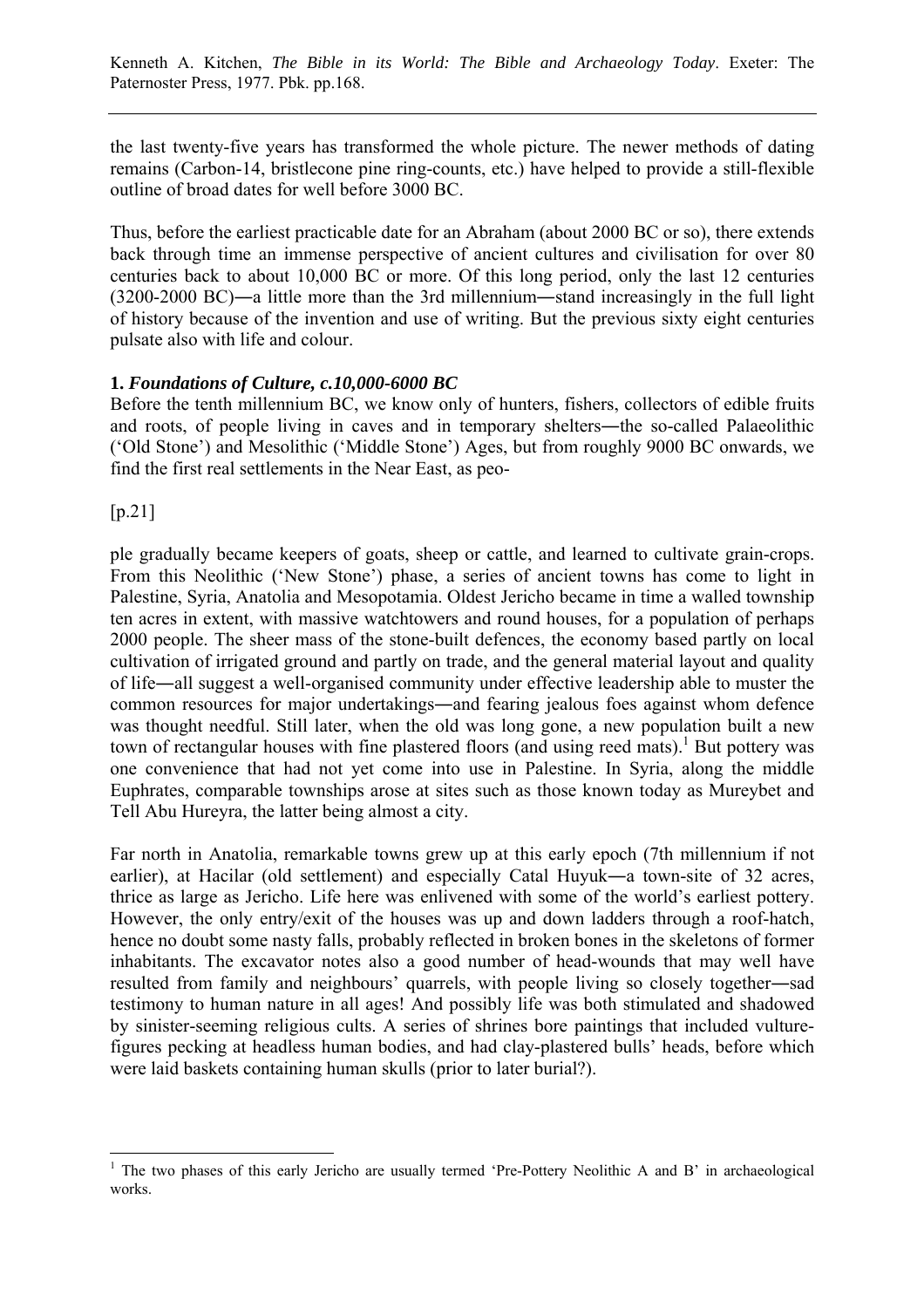the last twenty-five years has transformed the whole picture. The newer methods of dating remains (Carbon-14, bristlecone pine ring-counts, etc.) have helped to provide a still-flexible outline of broad dates for well before 3000 BC.

Thus, before the earliest practicable date for an Abraham (about 2000 BC or so), there extends back through time an immense perspective of ancient cultures and civilisation for over 80 centuries back to about 10,000 BC or more. Of this long period, only the last 12 centuries (3200-2000 BC)―a little more than the 3rd millennium―stand increasingly in the full light of history because of the invention and use of writing. But the previous sixty eight centuries pulsate also with life and colour.

**1.** ***Foundations of Culture, c.10,000-6000 BC***

Before the tenth millennium BC, we know only of hunters, fishers, collectors of edible fruits and roots, of people living in caves and in temporary shelters―the so-called Palaeolithic ('Old Stone') and Mesolithic ('Middle Stone') Ages, but from roughly 9000 BC onwards, we find the first real settlements in the Near East, as peo-

[p.21]

ple gradually became keepers of goats, sheep or cattle, and learned to cultivate grain-crops. From this Neolithic ('New Stone') phase, a series of ancient towns has come to light in Palestine, Syria, Anatolia and Mesopotamia. Oldest Jericho became in time a walled township ten acres in extent, with massive watchtowers and round houses, for a population of perhaps 2000 people. The sheer mass of the stone-built defences, the economy based partly on local cultivation of irrigated ground and partly on trade, and the general material layout and quality of life―all suggest a well-organised community under effective leadership able to muster the common resources for major undertakings―and fearing jealous foes against whom defence was thought needful. Still later, when the old was long gone, a new population built a new town of rectangular houses with fine plastered floors (and using reed mats).[1] But pottery was one convenience that had not yet come into use in Palestine. In Syria, along the middle Euphrates, comparable townships arose at sites such as those known today as Mureybet and Tell Abu Hureyra, the latter being almost a city.

Far north in Anatolia, remarkable towns grew up at this early epoch (7th millennium if not earlier), at Hacilar (old settlement) and especially Catal Huyuk―a town-site of 32 acres, thrice as large as Jericho. Life here was enlivened with some of the world's earliest pottery. However, the only entry/exit of the houses was up and down ladders through a roof-hatch, hence no doubt some nasty falls, probably reflected in broken bones in the skeletons of former inhabitants. The excavator notes also a good number of head-wounds that may well have resulted from family and neighbours' quarrels, with people living so closely together―sad testimony to human nature in all ages! And possibly life was both stimulated and shadowed by sinister-seeming religious cults. A series of shrines bore paintings that included vulture-figures pecking at headless human bodies, and had clay-plastered bulls' heads, before which were laid baskets containing human skulls (prior to later burial?).

---

[1] The two phases of this early Jericho are usually termed 'Pre-Pottery Neolithic A and B' in archaeological works.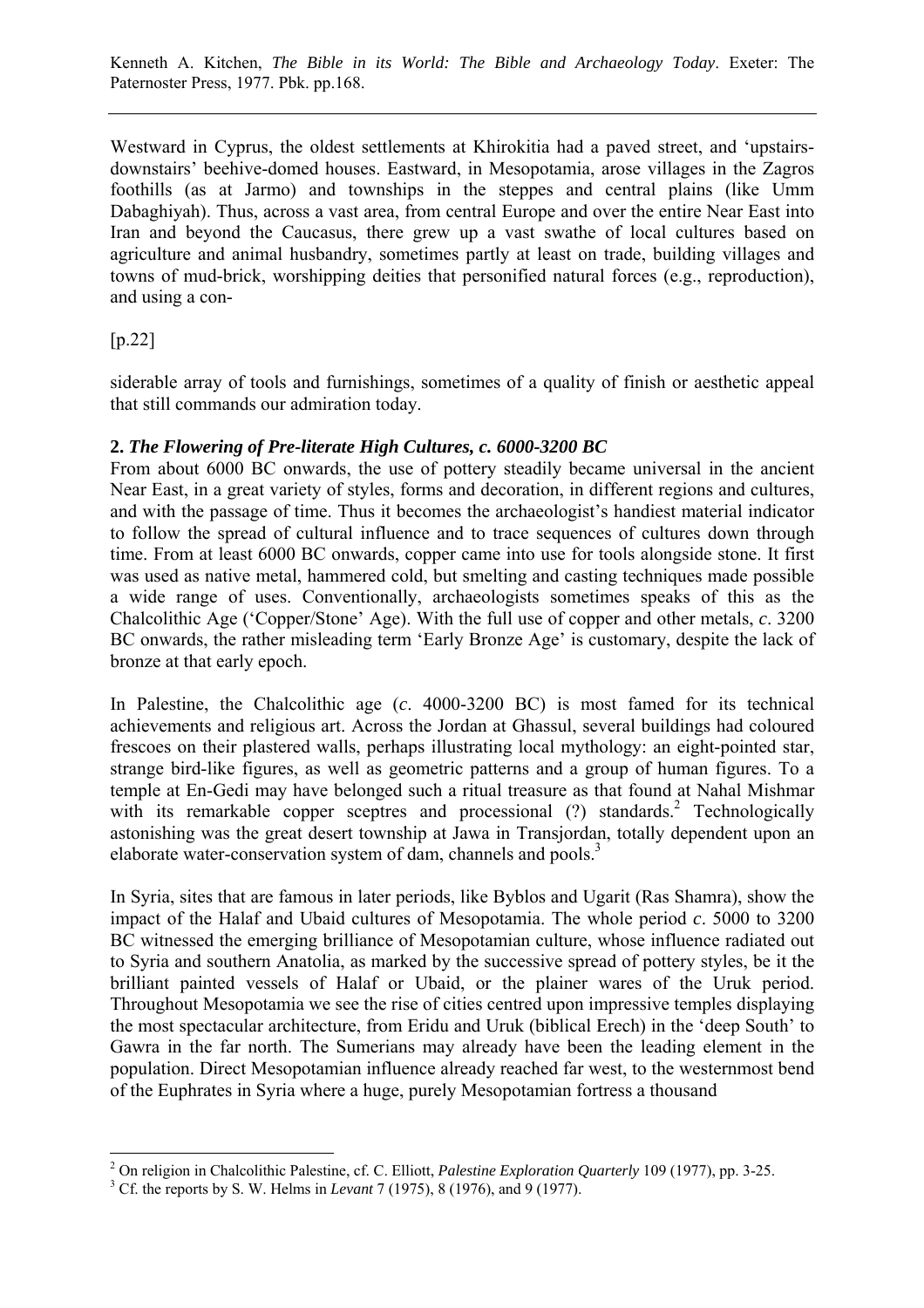Westward in Cyprus, the oldest settlements at Khirokitia had a paved street, and 'upstairs-downstairs' beehive-domed houses. Eastward, in Mesopotamia, arose villages in the Zagros foothills (as at Jarmo) and townships in the steppes and central plains (like Umm Dabaghiyah). Thus, across a vast area, from central Europe and over the entire Near East into Iran and beyond the Caucasus, there grew up a vast swathe of local cultures based on agriculture and animal husbandry, sometimes partly at least on trade, building villages and towns of mud-brick, worshipping deities that personified natural forces (e.g., reproduction), and using a con-

[p.22]

siderable array of tools and furnishings, sometimes of a quality of finish or aesthetic appeal that still commands our admiration today.

### 2. *The Flowering of Pre-literate High Cultures, c. 6000-3200 BC*

From about 6000 BC onwards, the use of pottery steadily became universal in the ancient Near East, in a great variety of styles, forms and decoration, in different regions and cultures, and with the passage of time. Thus it becomes the archaeologist's handiest material indicator to follow the spread of cultural influence and to trace sequences of cultures down through time. From at least 6000 BC onwards, copper came into use for tools alongside stone. It first was used as native metal, hammered cold, but smelting and casting techniques made possible a wide range of uses. Conventionally, archaeologists sometimes speaks of this as the Chalcolithic Age ('Copper/Stone' Age). With the full use of copper and other metals, *c*. 3200 BC onwards, the rather misleading term 'Early Bronze Age' is customary, despite the lack of bronze at that early epoch.

In Palestine, the Chalcolithic age (*c*. 4000-3200 BC) is most famed for its technical achievements and religious art. Across the Jordan at Ghassul, several buildings had coloured frescoes on their plastered walls, perhaps illustrating local mythology: an eight-pointed star, strange bird-like figures, as well as geometric patterns and a group of human figures. To a temple at En-Gedi may have belonged such a ritual treasure as that found at Nahal Mishmar with its remarkable copper sceptres and processional (?) standards.[2] Technologically astonishing was the great desert township at Jawa in Transjordan, totally dependent upon an elaborate water-conservation system of dam, channels and pools.[3]

In Syria, sites that are famous in later periods, like Byblos and Ugarit (Ras Shamra), show the impact of the Halaf and Ubaid cultures of Mesopotamia. The whole period *c*. 5000 to 3200 BC witnessed the emerging brilliance of Mesopotamian culture, whose influence radiated out to Syria and southern Anatolia, as marked by the successive spread of pottery styles, be it the brilliant painted vessels of Halaf or Ubaid, or the plainer wares of the Uruk period. Throughout Mesopotamia we see the rise of cities centred upon impressive temples displaying the most spectacular architecture, from Eridu and Uruk (biblical Erech) in the 'deep South' to Gawra in the far north. The Sumerians may already have been the leading element in the population. Direct Mesopotamian influence already reached far west, to the westernmost bend of the Euphrates in Syria where a huge, purely Mesopotamian fortress a thousand

---

[2] On religion in Chalcolithic Palestine, cf. C. Elliott, *Palestine Exploration Quarterly* 109 (1977), pp. 3-25.

[3] Cf. the reports by S. W. Helms in *Levant* 7 (1975), 8 (1976), and 9 (1977).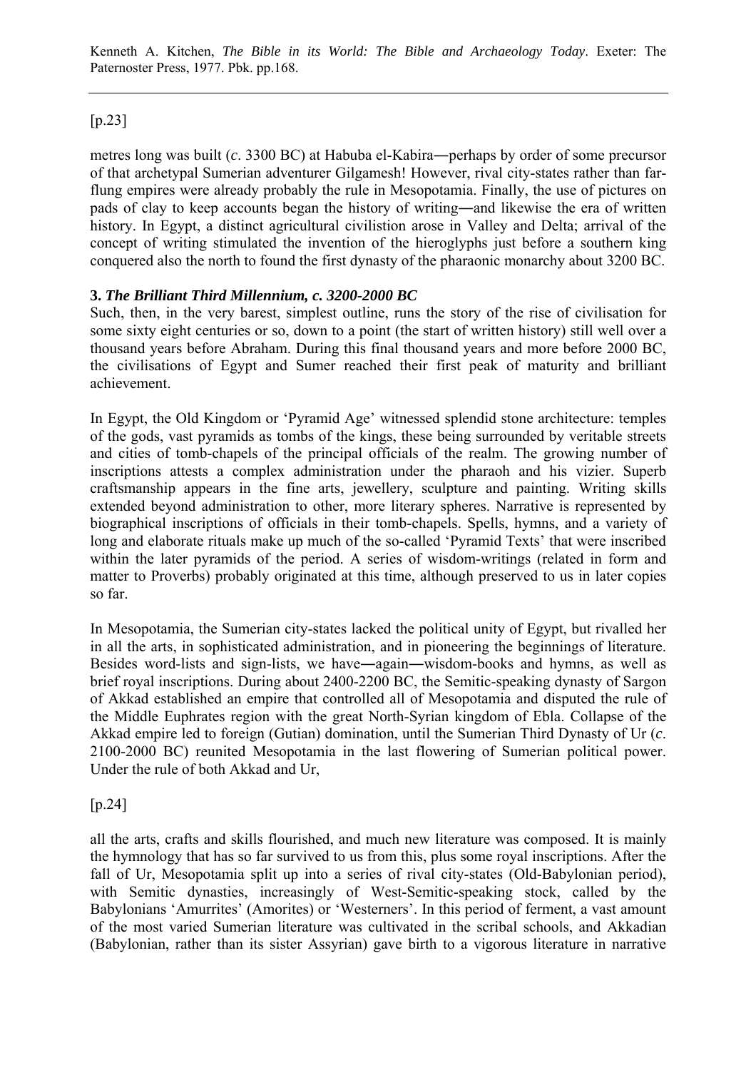[p.23]

metres long was built (*c*. 3300 BC) at Habuba el-Kabira―perhaps by order of some precursor of that archetypal Sumerian adventurer Gilgamesh! However, rival city-states rather than far-flung empires were already probably the rule in Mesopotamia. Finally, the use of pictures on pads of clay to keep accounts began the history of writing―and likewise the era of written history. In Egypt, a distinct agricultural civilistion arose in Valley and Delta; arrival of the concept of writing stimulated the invention of the hieroglyphs just before a southern king conquered also the north to found the first dynasty of the pharaonic monarchy about 3200 BC.

**3.** ***The Brilliant Third Millennium, c. 3200-2000 BC***

Such, then, in the very barest, simplest outline, runs the story of the rise of civilisation for some sixty eight centuries or so, down to a point (the start of written history) still well over a thousand years before Abraham. During this final thousand years and more before 2000 BC, the civilisations of Egypt and Sumer reached their first peak of maturity and brilliant achievement.

In Egypt, the Old Kingdom or 'Pyramid Age' witnessed splendid stone architecture: temples of the gods, vast pyramids as tombs of the kings, these being surrounded by veritable streets and cities of tomb-chapels of the principal officials of the realm. The growing number of inscriptions attests a complex administration under the pharaoh and his vizier. Superb craftsmanship appears in the fine arts, jewellery, sculpture and painting. Writing skills extended beyond administration to other, more literary spheres. Narrative is represented by biographical inscriptions of officials in their tomb-chapels. Spells, hymns, and a variety of long and elaborate rituals make up much of the so-called 'Pyramid Texts' that were inscribed within the later pyramids of the period. A series of wisdom-writings (related in form and matter to Proverbs) probably originated at this time, although preserved to us in later copies so far.

In Mesopotamia, the Sumerian city-states lacked the political unity of Egypt, but rivalled her in all the arts, in sophisticated administration, and in pioneering the beginnings of literature. Besides word-lists and sign-lists, we have―again―wisdom-books and hymns, as well as brief royal inscriptions. During about 2400-2200 BC, the Semitic-speaking dynasty of Sargon of Akkad established an empire that controlled all of Mesopotamia and disputed the rule of the Middle Euphrates region with the great North-Syrian kingdom of Ebla. Collapse of the Akkad empire led to foreign (Gutian) domination, until the Sumerian Third Dynasty of Ur (*c*. 2100-2000 BC) reunited Mesopotamia in the last flowering of Sumerian political power. Under the rule of both Akkad and Ur,

[p.24]

all the arts, crafts and skills flourished, and much new literature was composed. It is mainly the hymnology that has so far survived to us from this, plus some royal inscriptions. After the fall of Ur, Mesopotamia split up into a series of rival city-states (Old-Babylonian period), with Semitic dynasties, increasingly of West-Semitic-speaking stock, called by the Babylonians 'Amurrites' (Amorites) or 'Westerners'. In this period of ferment, a vast amount of the most varied Sumerian literature was cultivated in the scribal schools, and Akkadian (Babylonian, rather than its sister Assyrian) gave birth to a vigorous literature in narrative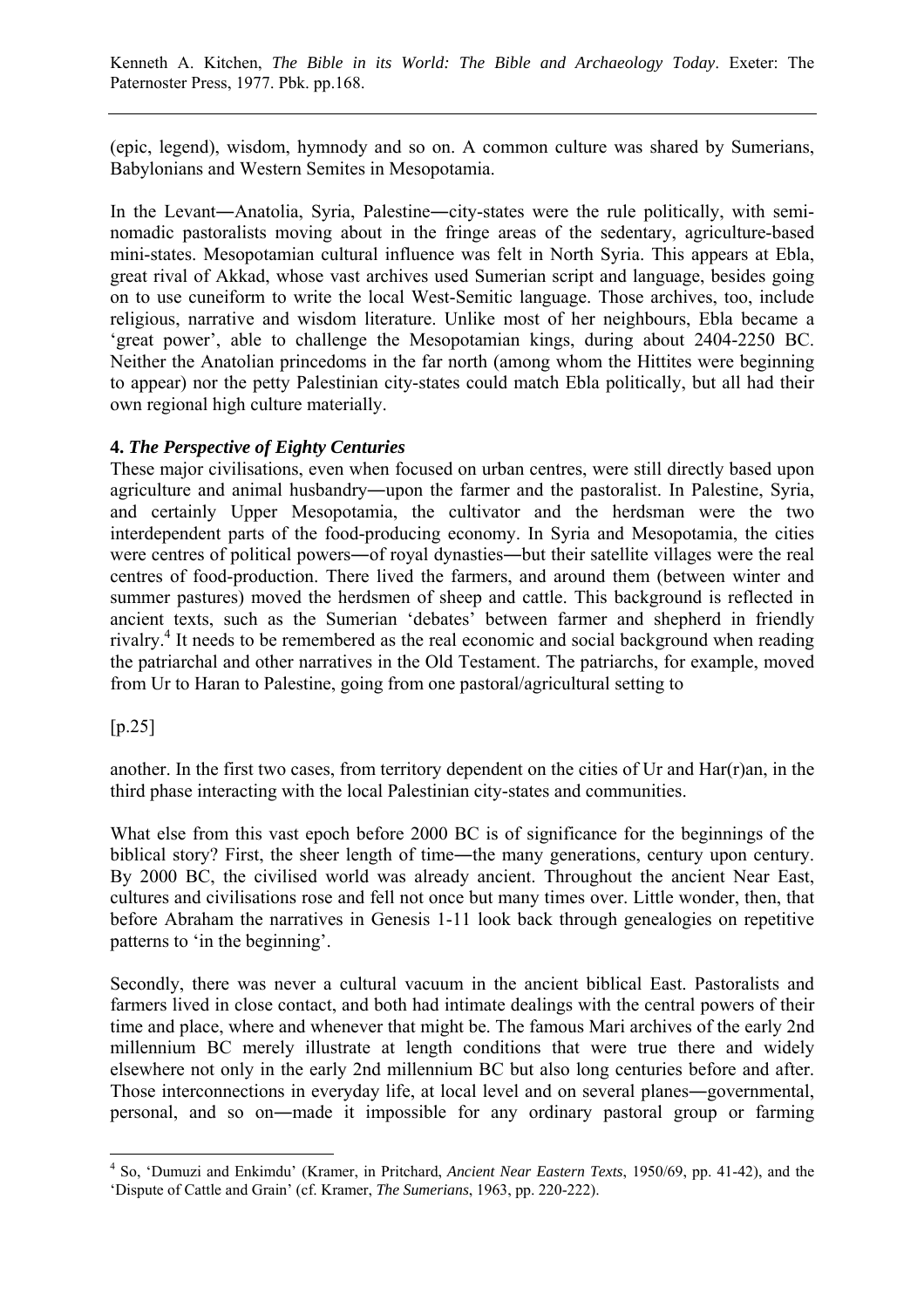(epic, legend), wisdom, hymnody and so on. A common culture was shared by Sumerians, Babylonians and Western Semites in Mesopotamia.

In the Levant―Anatolia, Syria, Palestine―city-states were the rule politically, with semi-nomadic pastoralists moving about in the fringe areas of the sedentary, agriculture-based mini-states. Mesopotamian cultural influence was felt in North Syria. This appears at Ebla, great rival of Akkad, whose vast archives used Sumerian script and language, besides going on to use cuneiform to write the local West-Semitic language. Those archives, too, include religious, narrative and wisdom literature. Unlike most of her neighbours, Ebla became a 'great power', able to challenge the Mesopotamian kings, during about 2404-2250 BC. Neither the Anatolian princedoms in the far north (among whom the Hittites were beginning to appear) nor the petty Palestinian city-states could match Ebla politically, but all had their own regional high culture materially.

### 4. *The Perspective of Eighty Centuries*

These major civilisations, even when focused on urban centres, were still directly based upon agriculture and animal husbandry―upon the farmer and the pastoralist. In Palestine, Syria, and certainly Upper Mesopotamia, the cultivator and the herdsman were the two interdependent parts of the food-producing economy. In Syria and Mesopotamia, the cities were centres of political powers―of royal dynasties―but their satellite villages were the real centres of food-production. There lived the farmers, and around them (between winter and summer pastures) moved the herdsmen of sheep and cattle. This background is reflected in ancient texts, such as the Sumerian 'debates' between farmer and shepherd in friendly rivalry.[4] It needs to be remembered as the real economic and social background when reading the patriarchal and other narratives in the Old Testament. The patriarchs, for example, moved from Ur to Haran to Palestine, going from one pastoral/agricultural setting to

[p.25]

another. In the first two cases, from territory dependent on the cities of Ur and Har(r)an, in the third phase interacting with the local Palestinian city-states and communities.

What else from this vast epoch before 2000 BC is of significance for the beginnings of the biblical story? First, the sheer length of time―the many generations, century upon century. By 2000 BC, the civilised world was already ancient. Throughout the ancient Near East, cultures and civilisations rose and fell not once but many times over. Little wonder, then, that before Abraham the narratives in Genesis 1-11 look back through genealogies on repetitive patterns to 'in the beginning'.

Secondly, there was never a cultural vacuum in the ancient biblical East. Pastoralists and farmers lived in close contact, and both had intimate dealings with the central powers of their time and place, where and whenever that might be. The famous Mari archives of the early 2nd millennium BC merely illustrate at length conditions that were true there and widely elsewhere not only in the early 2nd millennium BC but also long centuries before and after. Those interconnections in everyday life, at local level and on several planes―governmental, personal, and so on―made it impossible for any ordinary pastoral group or farming

---

[4] So, 'Dumuzi and Enkimdu' (Kramer, in Pritchard, *Ancient Near Eastern Texts*, 1950/69, pp. 41-42), and the 'Dispute of Cattle and Grain' (cf. Kramer, *The Sumerians*, 1963, pp. 220-222).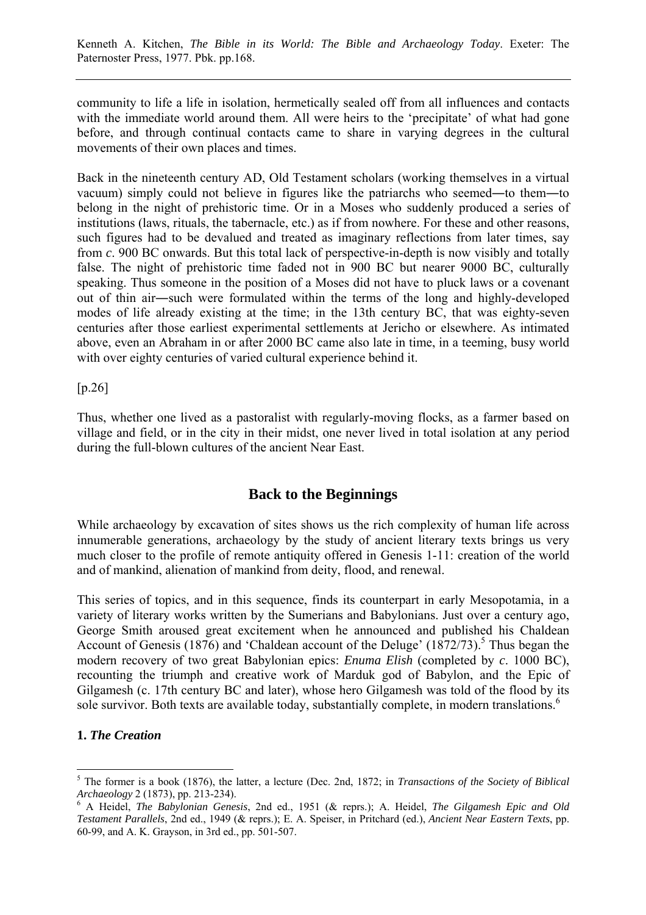community to life a life in isolation, hermetically sealed off from all influences and contacts with the immediate world around them. All were heirs to the 'precipitate' of what had gone before, and through continual contacts came to share in varying degrees in the cultural movements of their own places and times.

Back in the nineteenth century AD, Old Testament scholars (working themselves in a virtual vacuum) simply could not believe in figures like the patriarchs who seemed―to them―to belong in the night of prehistoric time. Or in a Moses who suddenly produced a series of institutions (laws, rituals, the tabernacle, etc.) as if from nowhere. For these and other reasons, such figures had to be devalued and treated as imaginary reflections from later times, say from *c*. 900 BC onwards. But this total lack of perspective-in-depth is now visibly and totally false. The night of prehistoric time faded not in 900 BC but nearer 9000 BC, culturally speaking. Thus someone in the position of a Moses did not have to pluck laws or a covenant out of thin air―such were formulated within the terms of the long and highly-developed modes of life already existing at the time; in the 13th century BC, that was eighty-seven centuries after those earliest experimental settlements at Jericho or elsewhere. As intimated above, even an Abraham in or after 2000 BC came also late in time, in a teeming, busy world with over eighty centuries of varied cultural experience behind it.

[p.26]

Thus, whether one lived as a pastoralist with regularly-moving flocks, as a farmer based on village and field, or in the city in their midst, one never lived in total isolation at any period during the full-blown cultures of the ancient Near East.

## Back to the Beginnings

While archaeology by excavation of sites shows us the rich complexity of human life across innumerable generations, archaeology by the study of ancient literary texts brings us very much closer to the profile of remote antiquity offered in Genesis 1-11: creation of the world and of mankind, alienation of mankind from deity, flood, and renewal.

This series of topics, and in this sequence, finds its counterpart in early Mesopotamia, in a variety of literary works written by the Sumerians and Babylonians. Just over a century ago, George Smith aroused great excitement when he announced and published his Chaldean Account of Genesis (1876) and 'Chaldean account of the Deluge' (1872/73).[5] Thus began the modern recovery of two great Babylonian epics: *Enuma Elish* (completed by *c*. 1000 BC), recounting the triumph and creative work of Marduk god of Babylon, and the Epic of Gilgamesh (c. 17th century BC and later), whose hero Gilgamesh was told of the flood by its sole survivor. Both texts are available today, substantially complete, in modern translations.[6]

### 1. *The Creation*

---

[5] The former is a book (1876), the latter, a lecture (Dec. 2nd, 1872; in *Transactions of the Society of Biblical Archaeology* 2 (1873), pp. 213-234).

[6] A Heidel, *The Babylonian Genesis*, 2nd ed., 1951 (& reprs.); A. Heidel, *The Gilgamesh Epic and Old Testament Parallels*, 2nd ed., 1949 (& reprs.); E. A. Speiser, in Pritchard (ed.), *Ancient Near Eastern Texts*, pp. 60-99, and A. K. Grayson, in 3rd ed., pp. 501-507.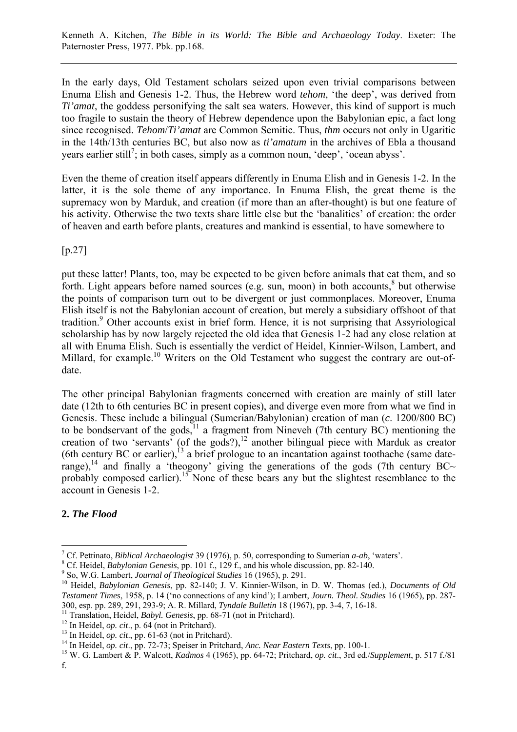In the early days, Old Testament scholars seized upon even trivial comparisons between Enuma Elish and Genesis 1-2. Thus, the Hebrew word *tehom*, 'the deep', was derived from *Ti'amat*, the goddess personifying the salt sea waters. However, this kind of support is much too fragile to sustain the theory of Hebrew dependence upon the Babylonian epic, a fact long since recognised. *Tehom*/*Ti'amat* are Common Semitic. Thus, *thm* occurs not only in Ugaritic in the 14th/13th centuries BC, but also now as *ti'amatum* in the archives of Ebla a thousand years earlier still[7]; in both cases, simply as a common noun, 'deep', 'ocean abyss'.

Even the theme of creation itself appears differently in Enuma Elish and in Genesis 1-2. In the latter, it is the sole theme of any importance. In Enuma Elish, the great theme is the supremacy won by Marduk, and creation (if more than an after-thought) is but one feature of his activity. Otherwise the two texts share little else but the 'banalities' of creation: the order of heaven and earth before plants, creatures and mankind is essential, to have somewhere to

[p.27]

put these latter! Plants, too, may be expected to be given before animals that eat them, and so forth. Light appears before named sources (e.g. sun, moon) in both accounts,[8] but otherwise the points of comparison turn out to be divergent or just commonplaces. Moreover, Enuma Elish itself is not the Babylonian account of creation, but merely a subsidiary offshoot of that tradition.[9] Other accounts exist in brief form. Hence, it is not surprising that Assyriological scholarship has by now largely rejected the old idea that Genesis 1-2 had any close relation at all with Enuma Elish. Such is essentially the verdict of Heidel, Kinnier-Wilson, Lambert, and Millard, for example.[10] Writers on the Old Testament who suggest the contrary are out-of-date.

The other principal Babylonian fragments concerned with creation are mainly of still later date (12th to 6th centuries BC in present copies), and diverge even more from what we find in Genesis. These include a bilingual (Sumerian/Babylonian) creation of man (*c*. 1200/800 BC) to be bondservant of the gods,[11] a fragment from Nineveh (7th century BC) mentioning the creation of two 'servants' (of the gods?),[12] another bilingual piece with Marduk as creator (6th century BC or earlier),[13] a brief prologue to an incantation against toothache (same date-range),[14] and finally a 'theogony' giving the generations of the gods (7th century BC~ probably composed earlier).[15] None of these bears any but the slightest resemblance to the account in Genesis 1-2.

## 2. *The Flood*

---

[7] Cf. Pettinato, *Biblical Archaeologist* 39 (1976), p. 50, corresponding to Sumerian *a-ab*, 'waters'.

[8] Cf. Heidel, *Babylonian Genesis*, pp. 101 f., 129 f., and his whole discussion, pp. 82-140.

[9] So, W.G. Lambert, *Journal of Theological Studies* 16 (1965), p. 291.

[10] Heidel, *Babylonian Genesis*, pp. 82-140; J. V. Kinnier-Wilson, in D. W. Thomas (ed.), *Documents of Old Testament Times*, 1958, p. 14 ('no connections of any kind'); Lambert, *Journ. Theol. Studies* 16 (1965), pp. 287-300, esp. pp. 289, 291, 293-9; A. R. Millard, *Tyndale Bulletin* 18 (1967), pp. 3-4, 7, 16-18.

[11] Translation, Heidel, *Babyl. Genesis*, pp. 68-71 (not in Pritchard).

[12] In Heidel, *op. cit*., p. 64 (not in Pritchard).

[13] In Heidel, *op. cit*., pp. 61-63 (not in Pritchard).

[14] In Heidel, *op. cit*., pp. 72-73; Speiser in Pritchard, *Anc. Near Eastern Texts*, pp. 100-1.

[15] W. G. Lambert & P. Walcott, *Kadmos* 4 (1965), pp. 64-72; Pritchard, *op. cit*., 3rd ed./*Supplement*, p. 517 f./81 f.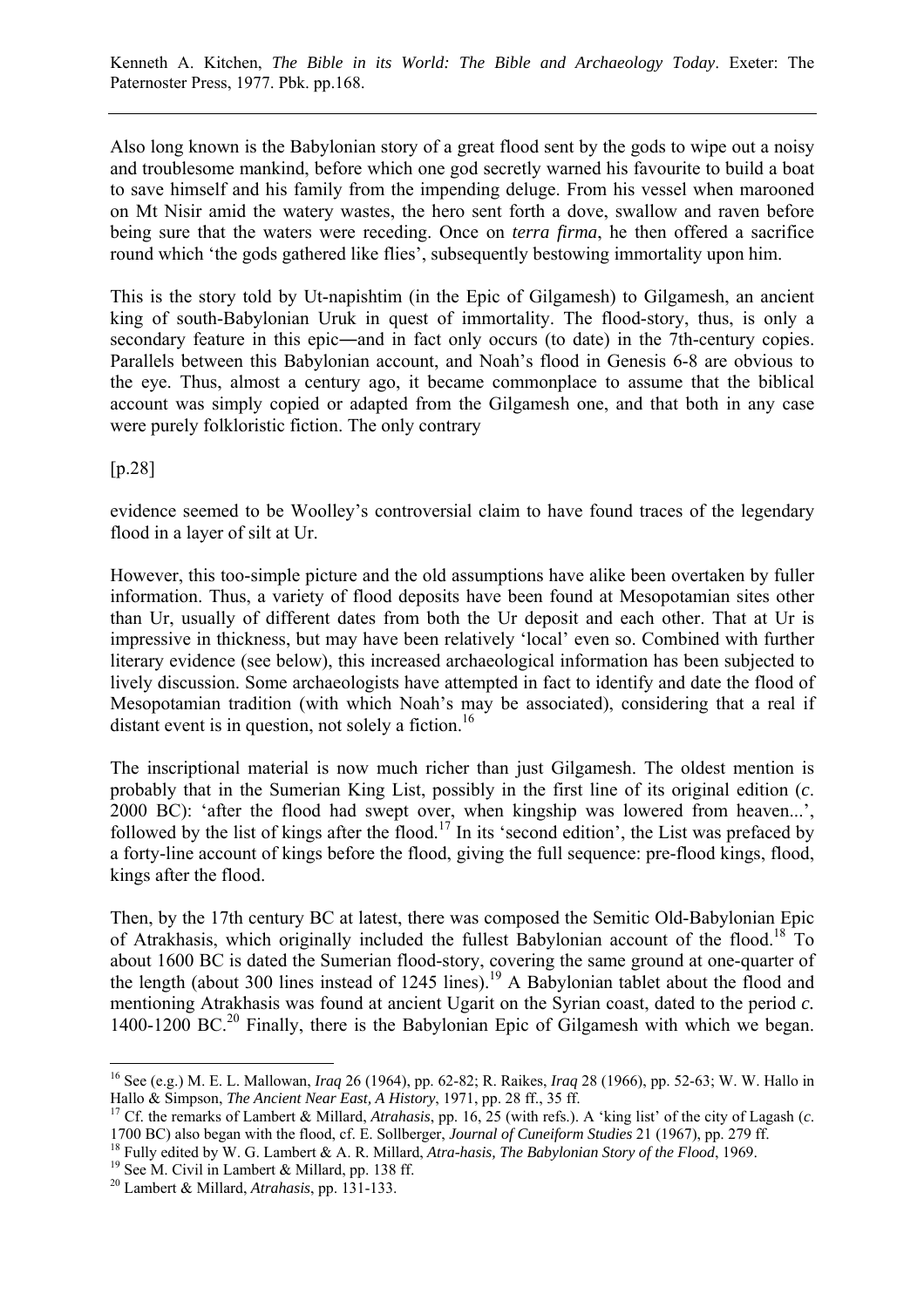Also long known is the Babylonian story of a great flood sent by the gods to wipe out a noisy and troublesome mankind, before which one god secretly warned his favourite to build a boat to save himself and his family from the impending deluge. From his vessel when marooned on Mt Nisir amid the watery wastes, the hero sent forth a dove, swallow and raven before being sure that the waters were receding. Once on *terra firma*, he then offered a sacrifice round which 'the gods gathered like flies', subsequently bestowing immortality upon him.

This is the story told by Ut-napishtim (in the Epic of Gilgamesh) to Gilgamesh, an ancient king of south-Babylonian Uruk in quest of immortality. The flood-story, thus, is only a secondary feature in this epic―and in fact only occurs (to date) in the 7th-century copies. Parallels between this Babylonian account, and Noah's flood in Genesis 6-8 are obvious to the eye. Thus, almost a century ago, it became commonplace to assume that the biblical account was simply copied or adapted from the Gilgamesh one, and that both in any case were purely folkloristic fiction. The only contrary

[p.28]

evidence seemed to be Woolley's controversial claim to have found traces of the legendary flood in a layer of silt at Ur.

However, this too-simple picture and the old assumptions have alike been overtaken by fuller information. Thus, a variety of flood deposits have been found at Mesopotamian sites other than Ur, usually of different dates from both the Ur deposit and each other. That at Ur is impressive in thickness, but may have been relatively 'local' even so. Combined with further literary evidence (see below), this increased archaeological information has been subjected to lively discussion. Some archaeologists have attempted in fact to identify and date the flood of Mesopotamian tradition (with which Noah's may be associated), considering that a real if distant event is in question, not solely a fiction.[16]

The inscriptional material is now much richer than just Gilgamesh. The oldest mention is probably that in the Sumerian King List, possibly in the first line of its original edition (*c*. 2000 BC): 'after the flood had swept over, when kingship was lowered from heaven...', followed by the list of kings after the flood.[17] In its 'second edition', the List was prefaced by a forty-line account of kings before the flood, giving the full sequence: pre-flood kings, flood, kings after the flood.

Then, by the 17th century BC at latest, there was composed the Semitic Old-Babylonian Epic of Atrakhasis, which originally included the fullest Babylonian account of the flood.[18] To about 1600 BC is dated the Sumerian flood-story, covering the same ground at one-quarter of the length (about 300 lines instead of 1245 lines).[19] A Babylonian tablet about the flood and mentioning Atrakhasis was found at ancient Ugarit on the Syrian coast, dated to the period *c.* 1400-1200 BC.[20] Finally, there is the Babylonian Epic of Gilgamesh with which we began.

---

[16] See (e.g.) M. E. L. Mallowan, *Iraq* 26 (1964), pp. 62-82; R. Raikes, *Iraq* 28 (1966), pp. 52-63; W. W. Hallo in Hallo & Simpson, *The Ancient Near East, A History*, 1971, pp. 28 ff., 35 ff.

[17] Cf. the remarks of Lambert & Millard, *Atrahasis*, pp. 16, 25 (with refs.). A 'king list' of the city of Lagash (*c*. 1700 BC) also began with the flood, cf. E. Sollberger, *Journal of Cuneiform Studies* 21 (1967), pp. 279 ff.

[18] Fully edited by W. G. Lambert & A. R. Millard, *Atra-hasis, The Babylonian Story of the Flood*, 1969.

[19] See M. Civil in Lambert & Millard, pp. 138 ff.

[20] Lambert & Millard, *Atrahasis*, pp. 131-133.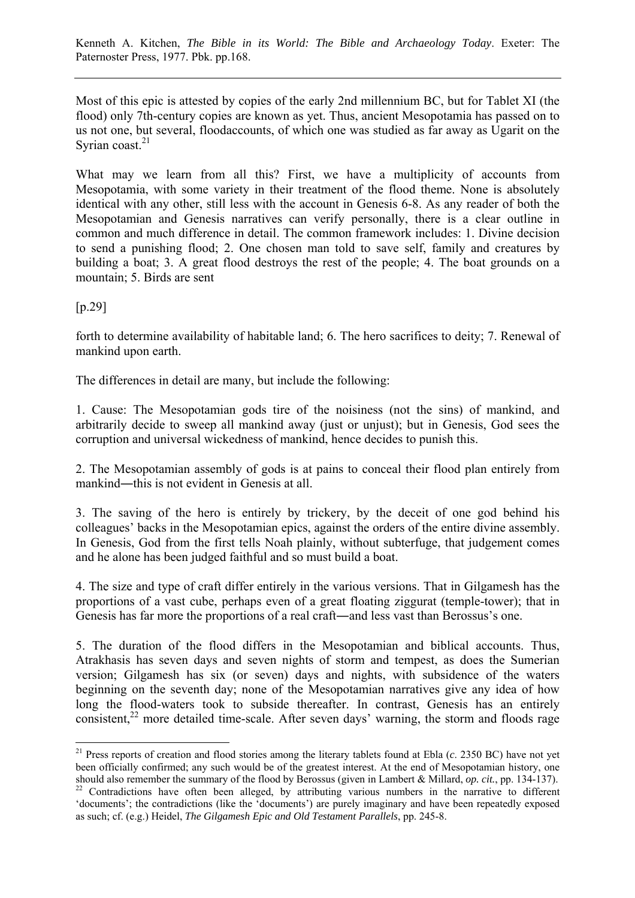Most of this epic is attested by copies of the early 2nd millennium BC, but for Tablet XI (the flood) only 7th-century copies are known as yet. Thus, ancient Mesopotamia has passed on to us not one, but several, floodaccounts, of which one was studied as far away as Ugarit on the Syrian coast.[21]

What may we learn from all this? First, we have a multiplicity of accounts from Mesopotamia, with some variety in their treatment of the flood theme. None is absolutely identical with any other, still less with the account in Genesis 6-8. As any reader of both the Mesopotamian and Genesis narratives can verify personally, there is a clear outline in common and much difference in detail. The common framework includes: 1. Divine decision to send a punishing flood; 2. One chosen man told to save self, family and creatures by building a boat; 3. A great flood destroys the rest of the people; 4. The boat grounds on a mountain; 5. Birds are sent

[p.29]

forth to determine availability of habitable land; 6. The hero sacrifices to deity; 7. Renewal of mankind upon earth.

The differences in detail are many, but include the following:

1. Cause: The Mesopotamian gods tire of the noisiness (not the sins) of mankind, and arbitrarily decide to sweep all mankind away (just or unjust); but in Genesis, God sees the corruption and universal wickedness of mankind, hence decides to punish this.

2. The Mesopotamian assembly of gods is at pains to conceal their flood plan entirely from mankind―this is not evident in Genesis at all.

3. The saving of the hero is entirely by trickery, by the deceit of one god behind his colleagues' backs in the Mesopotamian epics, against the orders of the entire divine assembly. In Genesis, God from the first tells Noah plainly, without subterfuge, that judgement comes and he alone has been judged faithful and so must build a boat.

4. The size and type of craft differ entirely in the various versions. That in Gilgamesh has the proportions of a vast cube, perhaps even of a great floating ziggurat (temple-tower); that in Genesis has far more the proportions of a real craft―and less vast than Berossus's one.

5. The duration of the flood differs in the Mesopotamian and biblical accounts. Thus, Atrakhasis has seven days and seven nights of storm and tempest, as does the Sumerian version; Gilgamesh has six (or seven) days and nights, with subsidence of the waters beginning on the seventh day; none of the Mesopotamian narratives give any idea of how long the flood-waters took to subside thereafter. In contrast, Genesis has an entirely consistent,[22] more detailed time-scale. After seven days' warning, the storm and floods rage

---

[21] Press reports of creation and flood stories among the literary tablets found at Ebla (*c*. 2350 BC) have not yet been officially confirmed; any such would be of the greatest interest. At the end of Mesopotamian history, one should also remember the summary of the flood by Berossus (given in Lambert & Millard, *op. cit.*, pp. 134-137).

[22] Contradictions have often been alleged, by attributing various numbers in the narrative to different 'documents'; the contradictions (like the 'documents') are purely imaginary and have been repeatedly exposed as such; cf. (e.g.) Heidel, *The Gilgamesh Epic and Old Testament Parallels*, pp. 245-8.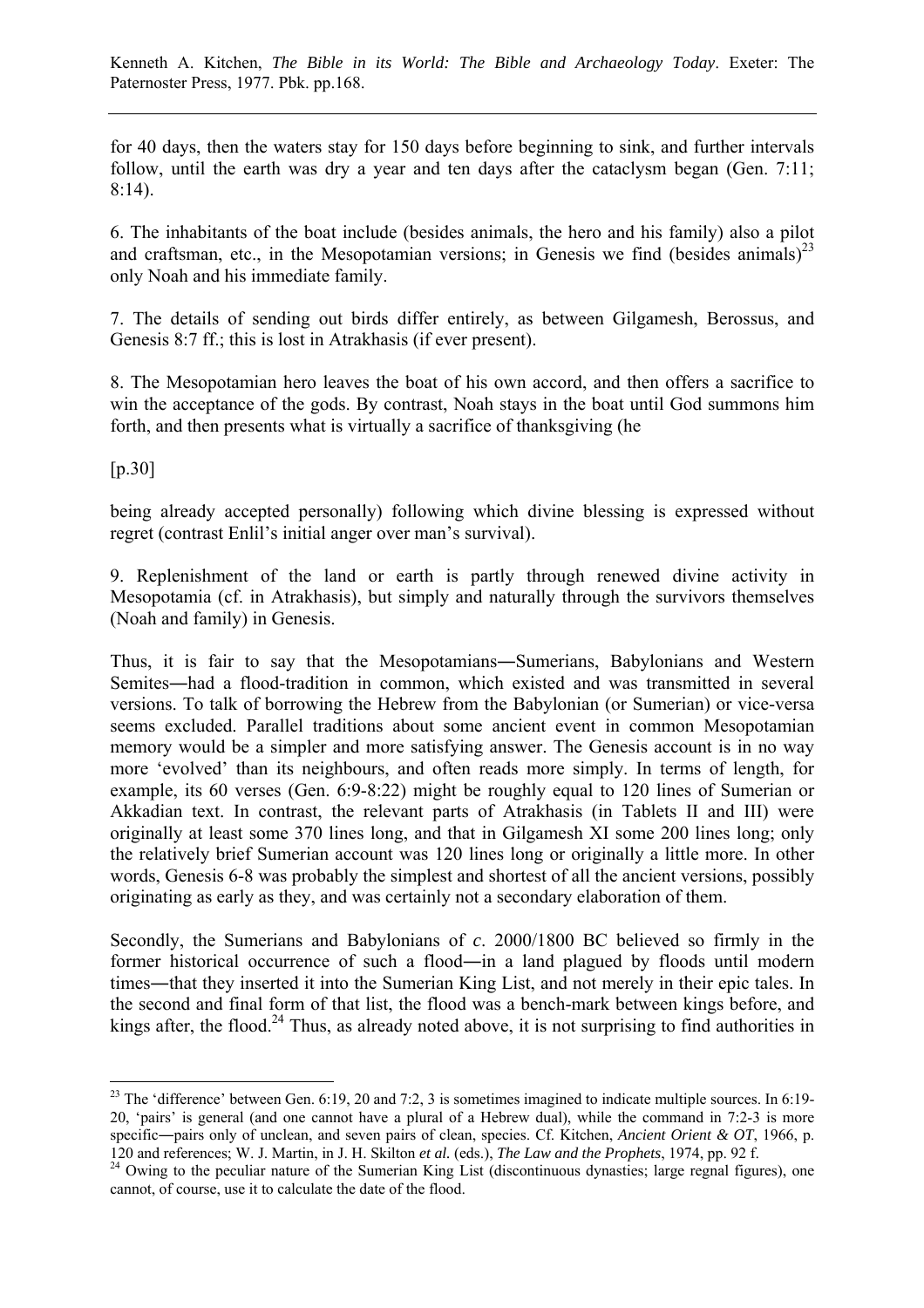for 40 days, then the waters stay for 150 days before beginning to sink, and further intervals follow, until the earth was dry a year and ten days after the cataclysm began (Gen. 7:11; 8:14).

6. The inhabitants of the boat include (besides animals, the hero and his family) also a pilot and craftsman, etc., in the Mesopotamian versions; in Genesis we find (besides animals)[23] only Noah and his immediate family.

7. The details of sending out birds differ entirely, as between Gilgamesh, Berossus, and Genesis 8:7 ff.; this is lost in Atrakhasis (if ever present).

8. The Mesopotamian hero leaves the boat of his own accord, and then offers a sacrifice to win the acceptance of the gods. By contrast, Noah stays in the boat until God summons him forth, and then presents what is virtually a sacrifice of thanksgiving (he

[p.30]

being already accepted personally) following which divine blessing is expressed without regret (contrast Enlil's initial anger over man's survival).

9. Replenishment of the land or earth is partly through renewed divine activity in Mesopotamia (cf. in Atrakhasis), but simply and naturally through the survivors themselves (Noah and family) in Genesis.

Thus, it is fair to say that the Mesopotamians―Sumerians, Babylonians and Western Semites―had a flood-tradition in common, which existed and was transmitted in several versions. To talk of borrowing the Hebrew from the Babylonian (or Sumerian) or vice-versa seems excluded. Parallel traditions about some ancient event in common Mesopotamian memory would be a simpler and more satisfying answer. The Genesis account is in no way more 'evolved' than its neighbours, and often reads more simply. In terms of length, for example, its 60 verses (Gen. 6:9-8:22) might be roughly equal to 120 lines of Sumerian or Akkadian text. In contrast, the relevant parts of Atrakhasis (in Tablets II and III) were originally at least some 370 lines long, and that in Gilgamesh XI some 200 lines long; only the relatively brief Sumerian account was 120 lines long or originally a little more. In other words, Genesis 6-8 was probably the simplest and shortest of all the ancient versions, possibly originating as early as they, and was certainly not a secondary elaboration of them.

Secondly, the Sumerians and Babylonians of *c*. 2000/1800 BC believed so firmly in the former historical occurrence of such a flood―in a land plagued by floods until modern times―that they inserted it into the Sumerian King List, and not merely in their epic tales. In the second and final form of that list, the flood was a bench-mark between kings before, and kings after, the flood.[24] Thus, as already noted above, it is not surprising to find authorities in

---

[23] The 'difference' between Gen. 6:19, 20 and 7:2, 3 is sometimes imagined to indicate multiple sources. In 6:19-20, 'pairs' is general (and one cannot have a plural of a Hebrew dual), while the command in 7:2-3 is more specific―pairs only of unclean, and seven pairs of clean, species. Cf. Kitchen, *Ancient Orient & OT*, 1966, p. 120 and references; W. J. Martin, in J. H. Skilton *et al.* (eds.), *The Law and the Prophets*, 1974, pp. 92 f.

[24] Owing to the peculiar nature of the Sumerian King List (discontinuous dynasties; large regnal figures), one cannot, of course, use it to calculate the date of the flood.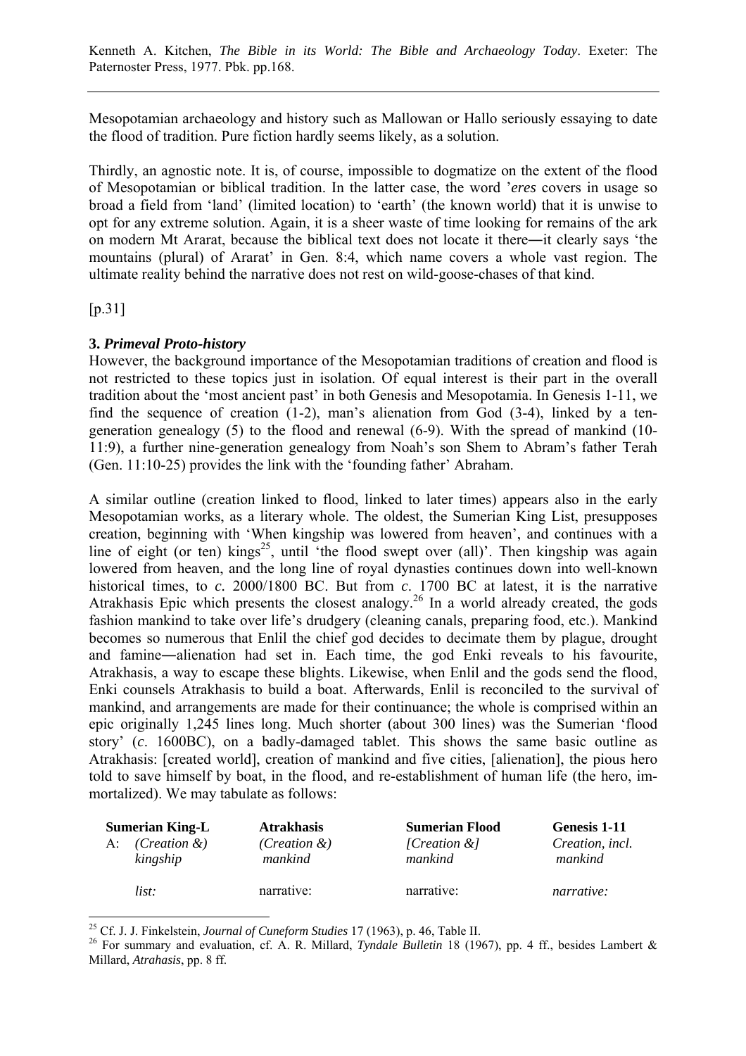Mesopotamian archaeology and history such as Mallowan or Hallo seriously essaying to date the flood of tradition. Pure fiction hardly seems likely, as a solution.

Thirdly, an agnostic note. It is, of course, impossible to dogmatize on the extent of the flood of Mesopotamian or biblical tradition. In the latter case, the word '*eres* covers in usage so broad a field from 'land' (limited location) to 'earth' (the known world) that it is unwise to opt for any extreme solution. Again, it is a sheer waste of time looking for remains of the ark on modern Mt Ararat, because the biblical text does not locate it there―it clearly says 'the mountains (plural) of Ararat' in Gen. 8:4, which name covers a whole vast region. The ultimate reality behind the narrative does not rest on wild-goose-chases of that kind.

[p.31]

### 3. *Primeval Proto-history*

However, the background importance of the Mesopotamian traditions of creation and flood is not restricted to these topics just in isolation. Of equal interest is their part in the overall tradition about the 'most ancient past' in both Genesis and Mesopotamia. In Genesis 1-11, we find the sequence of creation (1-2), man's alienation from God (3-4), linked by a ten-generation genealogy (5) to the flood and renewal (6-9). With the spread of mankind (10-11:9), a further nine-generation genealogy from Noah's son Shem to Abram's father Terah (Gen. 11:10-25) provides the link with the 'founding father' Abraham.

A similar outline (creation linked to flood, linked to later times) appears also in the early Mesopotamian works, as a literary whole. The oldest, the Sumerian King List, presupposes creation, beginning with 'When kingship was lowered from heaven', and continues with a line of eight (or ten) kings[25], until 'the flood swept over (all)'. Then kingship was again lowered from heaven, and the long line of royal dynasties continues down into well-known historical times, to *c.* 2000/1800 BC. But from *c.* 1700 BC at latest, it is the narrative Atrakhasis Epic which presents the closest analogy.[26] In a world already created, the gods fashion mankind to take over life's drudgery (cleaning canals, preparing food, etc.). Mankind becomes so numerous that Enlil the chief god decides to decimate them by plague, drought and famine―alienation had set in. Each time, the god Enki reveals to his favourite, Atrakhasis, a way to escape these blights. Likewise, when Enlil and the gods send the flood, Enki counsels Atrakhasis to build a boat. Afterwards, Enlil is reconciled to the survival of mankind, and arrangements are made for their continuance; the whole is comprised within an epic originally 1,245 lines long. Much shorter (about 300 lines) was the Sumerian 'flood story' (*c.* 1600BC), on a badly-damaged tablet. This shows the same basic outline as Atrakhasis: [created world], creation of mankind and five cities, [alienation], the pious hero told to save himself by boat, in the flood, and re-establishment of human life (the hero, immortalized). We may tabulate as follows:

| | **Sumerian King-L** | **Atrakhasis** | **Sumerian Flood** | **Genesis 1-11** |
|---|---|---|---|---|
| A: | *(Creation &) kingship* | *(Creation &) mankind* | *[Creation &] mankind* | *Creation, incl. mankind* |
| | *list:* | narrative: | narrative: | *narrative:* |

[25] Cf. J. J. Finkelstein, *Journal of Cuneiform Studies* 17 (1963), p. 46, Table II.

[26] For summary and evaluation, cf. A. R. Millard, *Tyndale Bulletin* 18 (1967), pp. 4 ff., besides Lambert & Millard, *Atrahasis*, pp. 8 ff.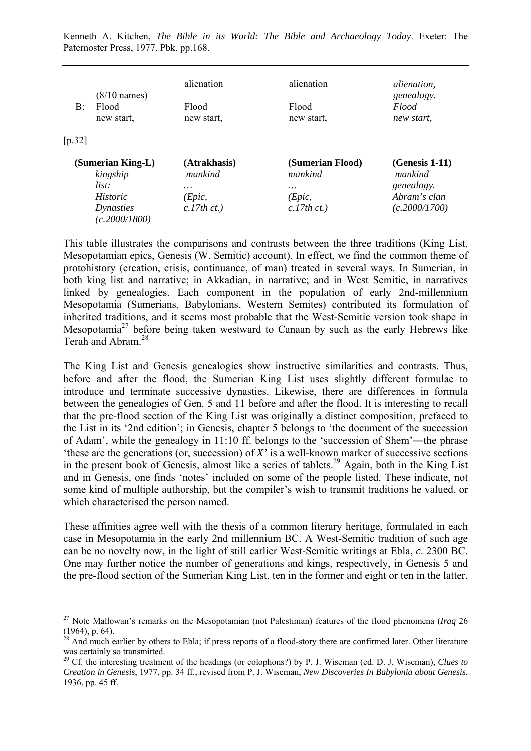|  | (Sumerian King-L) | (Atrakhasis) | (Sumerian Flood) | (Genesis 1-11) |
|---|---|---|---|---|
|  | (8/10 names) | alienation | alienation | *alienation, genealogy.* |
| B: | Flood | Flood | Flood | *Flood* |
|  | new start, | new start, | new start, | *new start,* |
|  | *kingship list: Historic Dynasties (c.2000/1800)* | *mankind …* *(Epic, c.17th ct.)* | *mankind …* *(Epic, c.17th ct.)* | *mankind genealogy. Abram's clan (c.2000/1700)* |

[p.32]

This table illustrates the comparisons and contrasts between the three traditions (King List, Mesopotamian epics, Genesis (W. Semitic) account). In effect, we find the common theme of protohistory (creation, crisis, continuance, of man) treated in several ways. In Sumerian, in both king list and narrative; in Akkadian, in narrative; and in West Semitic, in narratives linked by genealogies. Each component in the population of early 2nd-millennium Mesopotamia (Sumerians, Babylonians, Western Semites) contributed its formulation of inherited traditions, and it seems most probable that the West-Semitic version took shape in Mesopotamia[27] before being taken westward to Canaan by such as the early Hebrews like Terah and Abram.[28]

The King List and Genesis genealogies show instructive similarities and contrasts. Thus, before and after the flood, the Sumerian King List uses slightly different formulae to introduce and terminate successive dynasties. Likewise, there are differences in formula between the genealogies of Gen. 5 and 11 before and after the flood. It is interesting to recall that the pre-flood section of the King List was originally a distinct composition, prefaced to the List in its '2nd edition'; in Genesis, chapter 5 belongs to 'the document of the succession of Adam', while the genealogy in 11:10 ff. belongs to the 'succession of Shem'―the phrase 'these are the generations (or, succession) of *X'* is a well-known marker of successive sections in the present book of Genesis, almost like a series of tablets.[29] Again, both in the King List and in Genesis, one finds 'notes' included on some of the people listed. These indicate, not some kind of multiple authorship, but the compiler's wish to transmit traditions he valued, or which characterised the person named.

These affinities agree well with the thesis of a common literary heritage, formulated in each case in Mesopotamia in the early 2nd millennium BC. A West-Semitic tradition of such age can be no novelty now, in the light of still earlier West-Semitic writings at Ebla, *c*. 2300 BC. One may further notice the number of generations and kings, respectively, in Genesis 5 and the pre-flood section of the Sumerian King List, ten in the former and eight or ten in the latter.

---

[27] Note Mallowan's remarks on the Mesopotamian (not Palestinian) features of the flood phenomena (*Iraq* 26 (1964), p. 64).

[28] And much earlier by others to Ebla; if press reports of a flood-story there are confirmed later. Other literature was certainly so transmitted.

[29] Cf. the interesting treatment of the headings (or colophons?) by P. J. Wiseman (ed. D. J. Wiseman), *Clues to Creation in Genesis*, 1977, pp. 34 ff., revised from P. J. Wiseman, *New Discoveries In Babylonia about Genesis*, 1936, pp. 45 ff.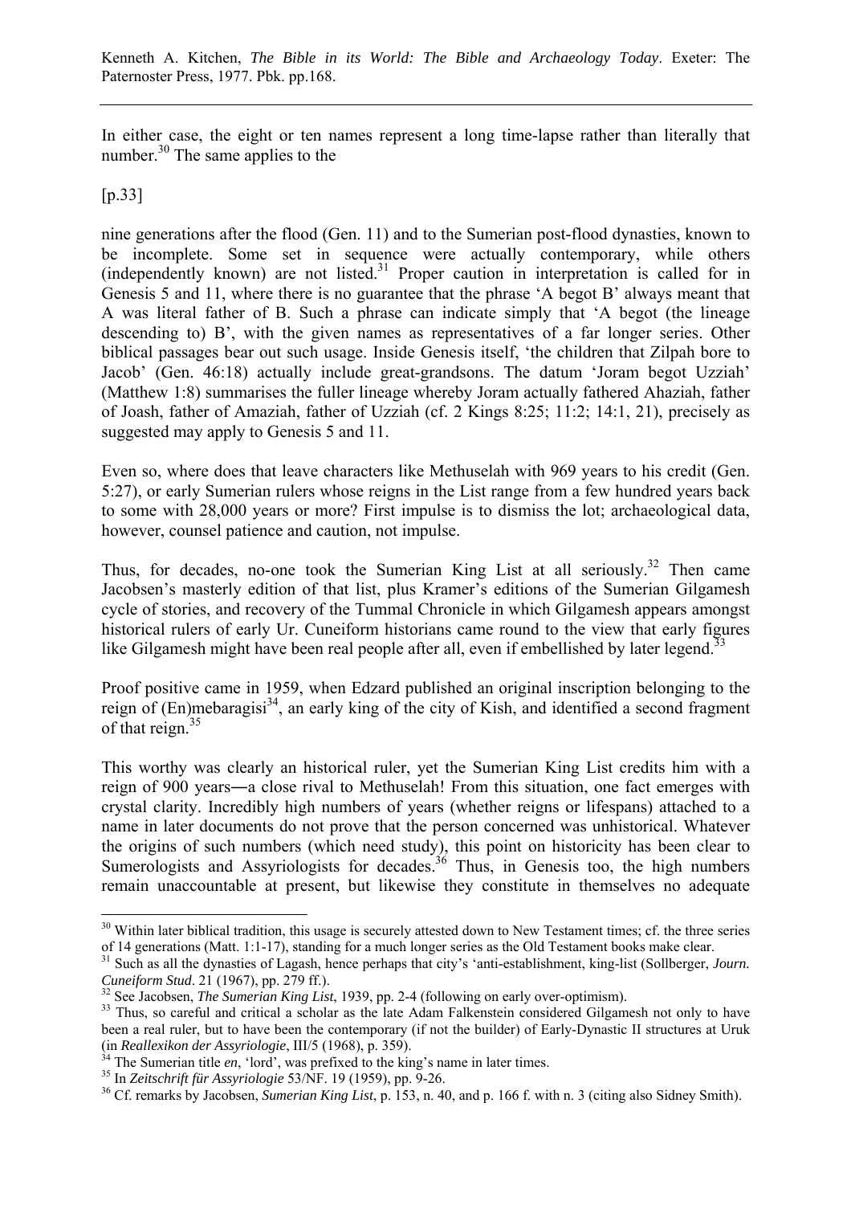In either case, the eight or ten names represent a long time-lapse rather than literally that number.[30] The same applies to the

[p.33]

nine generations after the flood (Gen. 11) and to the Sumerian post-flood dynasties, known to be incomplete. Some set in sequence were actually contemporary, while others (independently known) are not listed.[31] Proper caution in interpretation is called for in Genesis 5 and 11, where there is no guarantee that the phrase 'A begot B' always meant that A was literal father of B. Such a phrase can indicate simply that 'A begot (the lineage descending to) B', with the given names as representatives of a far longer series. Other biblical passages bear out such usage. Inside Genesis itself, 'the children that Zilpah bore to Jacob' (Gen. 46:18) actually include great-grandsons. The datum 'Joram begot Uzziah' (Matthew 1:8) summarises the fuller lineage whereby Joram actually fathered Ahaziah, father of Joash, father of Amaziah, father of Uzziah (cf. 2 Kings 8:25; 11:2; 14:1, 21), precisely as suggested may apply to Genesis 5 and 11.

Even so, where does that leave characters like Methuselah with 969 years to his credit (Gen. 5:27), or early Sumerian rulers whose reigns in the List range from a few hundred years back to some with 28,000 years or more? First impulse is to dismiss the lot; archaeological data, however, counsel patience and caution, not impulse.

Thus, for decades, no-one took the Sumerian King List at all seriously.[32] Then came Jacobsen's masterly edition of that list, plus Kramer's editions of the Sumerian Gilgamesh cycle of stories, and recovery of the Tummal Chronicle in which Gilgamesh appears amongst historical rulers of early Ur. Cuneiform historians came round to the view that early figures like Gilgamesh might have been real people after all, even if embellished by later legend.[33]

Proof positive came in 1959, when Edzard published an original inscription belonging to the reign of (En)mebaragisi[34], an early king of the city of Kish, and identified a second fragment of that reign.[35]

This worthy was clearly an historical ruler, yet the Sumerian King List credits him with a reign of 900 years―a close rival to Methuselah! From this situation, one fact emerges with crystal clarity. Incredibly high numbers of years (whether reigns or lifespans) attached to a name in later documents do not prove that the person concerned was unhistorical. Whatever the origins of such numbers (which need study), this point on historicity has been clear to Sumerologists and Assyriologists for decades.[36] Thus, in Genesis too, the high numbers remain unaccountable at present, but likewise they constitute in themselves no adequate

---

[30] Within later biblical tradition, this usage is securely attested down to New Testament times; cf. the three series of 14 generations (Matt. 1:1-17), standing for a much longer series as the Old Testament books make clear.

[31] Such as all the dynasties of Lagash, hence perhaps that city's 'anti-establishment, king-list (Sollberger, *Journ. Cuneiform Stud*. 21 (1967), pp. 279 ff.).

[32] See Jacobsen, *The Sumerian King List*, 1939, pp. 2-4 (following on early over-optimism).

[33] Thus, so careful and critical a scholar as the late Adam Falkenstein considered Gilgamesh not only to have been a real ruler, but to have been the contemporary (if not the builder) of Early-Dynastic II structures at Uruk (in *Reallexikon der Assyriologie*, III/5 (1968), p. 359).

[34] The Sumerian title *en*, 'lord', was prefixed to the king's name in later times.

[35] In *Zeitschrift für Assyriologie* 53/NF. 19 (1959), pp. 9-26.

[36] Cf. remarks by Jacobsen, *Sumerian King List*, p. 153, n. 40, and p. 166 f. with n. 3 (citing also Sidney Smith).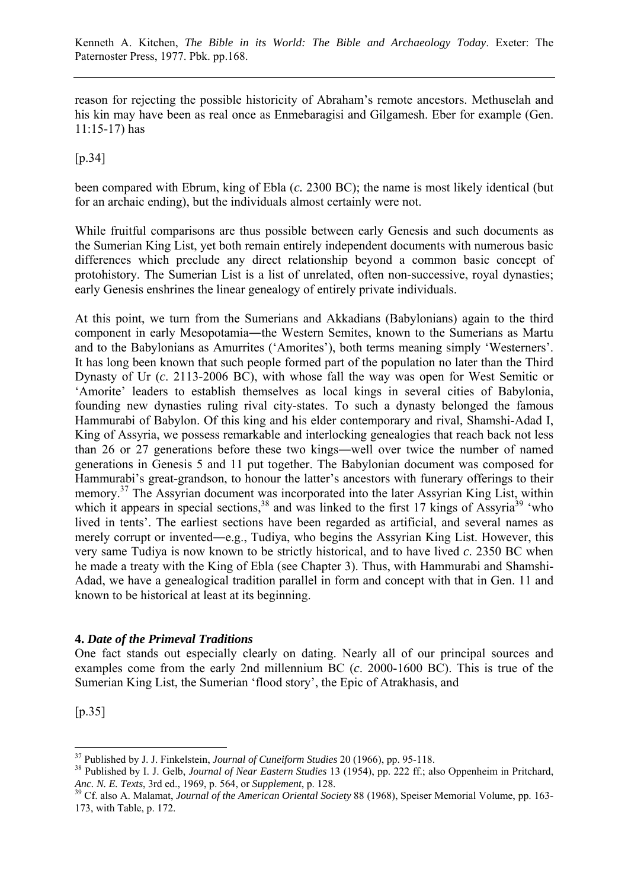reason for rejecting the possible historicity of Abraham's remote ancestors. Methuselah and his kin may have been as real once as Enmebaragisi and Gilgamesh. Eber for example (Gen. 11:15-17) has

[p.34]

been compared with Ebrum, king of Ebla (*c.* 2300 BC); the name is most likely identical (but for an archaic ending), but the individuals almost certainly were not.

While fruitful comparisons are thus possible between early Genesis and such documents as the Sumerian King List, yet both remain entirely independent documents with numerous basic differences which preclude any direct relationship beyond a common basic concept of protohistory. The Sumerian List is a list of unrelated, often non-successive, royal dynasties; early Genesis enshrines the linear genealogy of entirely private individuals.

At this point, we turn from the Sumerians and Akkadians (Babylonians) again to the third component in early Mesopotamia―the Western Semites, known to the Sumerians as Martu and to the Babylonians as Amurrites ('Amorites'), both terms meaning simply 'Westerners'. It has long been known that such people formed part of the population no later than the Third Dynasty of Ur (*c*. 2113-2006 BC), with whose fall the way was open for West Semitic or 'Amorite' leaders to establish themselves as local kings in several cities of Babylonia, founding new dynasties ruling rival city-states. To such a dynasty belonged the famous Hammurabi of Babylon. Of this king and his elder contemporary and rival, Shamshi-Adad I, King of Assyria, we possess remarkable and interlocking genealogies that reach back not less than 26 or 27 generations before these two kings―well over twice the number of named generations in Genesis 5 and 11 put together. The Babylonian document was composed for Hammurabi's great-grandson, to honour the latter's ancestors with funerary offerings to their memory.[37] The Assyrian document was incorporated into the later Assyrian King List, within which it appears in special sections,[38] and was linked to the first 17 kings of Assyria[39] 'who lived in tents'. The earliest sections have been regarded as artificial, and several names as merely corrupt or invented―e.g., Tudiya, who begins the Assyrian King List. However, this very same Tudiya is now known to be strictly historical, and to have lived *c*. 2350 BC when he made a treaty with the King of Ebla (see Chapter 3). Thus, with Hammurabi and Shamshi-Adad, we have a genealogical tradition parallel in form and concept with that in Gen. 11 and known to be historical at least at its beginning.

### 4. *Date of the Primeval Traditions*

One fact stands out especially clearly on dating. Nearly all of our principal sources and examples come from the early 2nd millennium BC (*c*. 2000-1600 BC). This is true of the Sumerian King List, the Sumerian 'flood story', the Epic of Atrakhasis, and

[p.35]

---

[37] Published by J. J. Finkelstein, *Journal of Cuneiform Studies* 20 (1966), pp. 95-118.

[38] Published by I. J. Gelb, *Journal of Near Eastern Studies* 13 (1954), pp. 222 ff.; also Oppenheim in Pritchard, *Anc. N. E. Texts*, 3rd ed., 1969, p. 564, or *Supplement*, p. 128.

[39] Cf. also A. Malamat, *Journal of the American Oriental Society* 88 (1968), Speiser Memorial Volume, pp. 163-173, with Table, p. 172.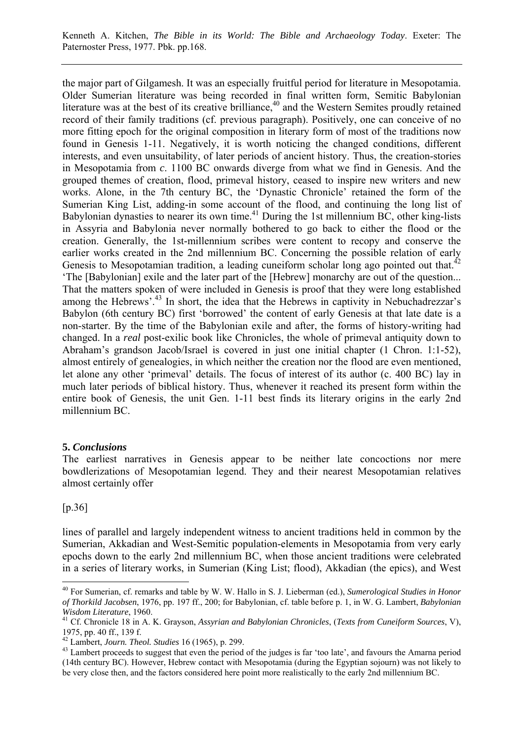the major part of Gilgamesh. It was an especially fruitful period for literature in Mesopotamia. Older Sumerian literature was being recorded in final written form, Semitic Babylonian literature was at the best of its creative brilliance,[40] and the Western Semites proudly retained record of their family traditions (cf. previous paragraph). Positively, one can conceive of no more fitting epoch for the original composition in literary form of most of the traditions now found in Genesis 1-11. Negatively, it is worth noticing the changed conditions, different interests, and even unsuitability, of later periods of ancient history. Thus, the creation-stories in Mesopotamia from *c.* 1100 BC onwards diverge from what we find in Genesis. And the grouped themes of creation, flood, primeval history, ceased to inspire new writers and new works. Alone, in the 7th century BC, the 'Dynastic Chronicle' retained the form of the Sumerian King List, adding-in some account of the flood, and continuing the long list of Babylonian dynasties to nearer its own time.[41] During the 1st millennium BC, other king-lists in Assyria and Babylonia never normally bothered to go back to either the flood or the creation. Generally, the 1st-millennium scribes were content to recopy and conserve the earlier works created in the 2nd millennium BC. Concerning the possible relation of early Genesis to Mesopotamian tradition, a leading cuneiform scholar long ago pointed out that.[42] 'The [Babylonian] exile and the later part of the [Hebrew] monarchy are out of the question... That the matters spoken of were included in Genesis is proof that they were long established among the Hebrews'.[43] In short, the idea that the Hebrews in captivity in Nebuchadrezzar's Babylon (6th century BC) first 'borrowed' the content of early Genesis at that late date is a non-starter. By the time of the Babylonian exile and after, the forms of history-writing had changed. In a ***real*** post-exilic book like Chronicles, the whole of primeval antiquity down to Abraham's grandson Jacob/Israel is covered in just one initial chapter (1 Chron. 1:1-52), almost entirely of genealogies, in which neither the creation nor the flood are even mentioned, let alone any other 'primeval' details. The focus of interest of its author (c. 400 BC) lay in much later periods of biblical history. Thus, whenever it reached its present form within the entire book of Genesis, the unit Gen. 1-11 best finds its literary origins in the early 2nd millennium BC.

### 5. *Conclusions*

The earliest narratives in Genesis appear to be neither late concoctions nor mere bowdlerizations of Mesopotamian legend. They and their nearest Mesopotamian relatives almost certainly offer

[p.36]

lines of parallel and largely independent witness to ancient traditions held in common by the Sumerian, Akkadian and West-Semitic population-elements in Mesopotamia from very early epochs down to the early 2nd millennium BC, when those ancient traditions were celebrated in a series of literary works, in Sumerian (King List; flood), Akkadian (the epics), and West

---

[40] For Sumerian, cf. remarks and table by W. W. Hallo in S. J. Lieberman (ed.), *Sumerological Studies in Honor of Thorkild Jacobsen*, 1976, pp. 197 ff., 200; for Babylonian, cf. table before p. 1, in W. G. Lambert, *Babylonian Wisdom Literature*, 1960.

[41] Cf. Chronicle 18 in A. K. Grayson, *Assyrian and Babylonian Chronicles*, (*Texts from Cuneiform Sources*, V), 1975, pp. 40 ff., 139 f.

[42] Lambert, *Journ. Theol. Studies* 16 (1965), p. 299.

[43] Lambert proceeds to suggest that even the period of the judges is far 'too late', and favours the Amarna period (14th century BC). However, Hebrew contact with Mesopotamia (during the Egyptian sojourn) was not likely to be very close then, and the factors considered here point more realistically to the early 2nd millennium BC.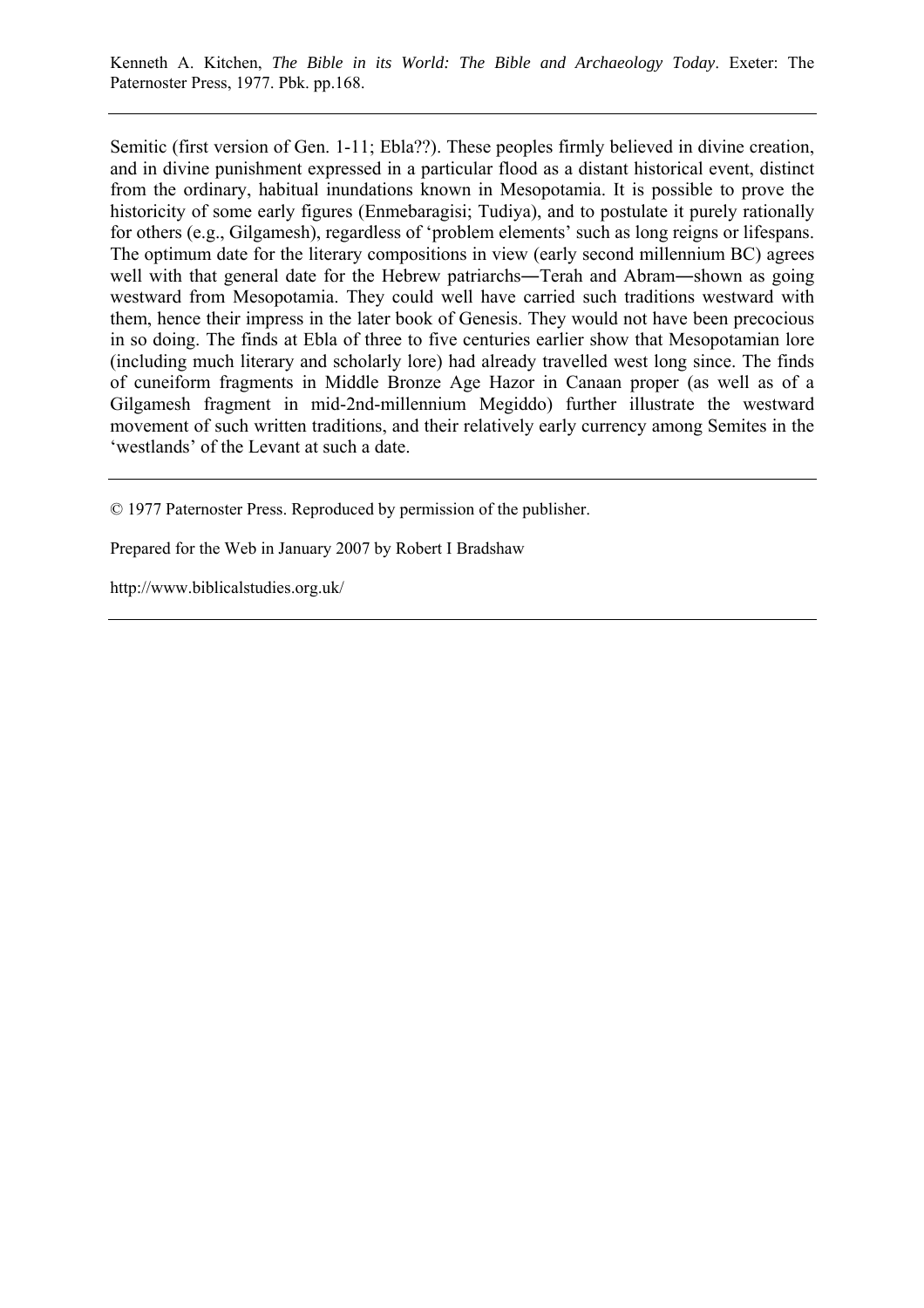Semitic (first version of Gen. 1-11; Ebla??). These peoples firmly believed in divine creation, and in divine punishment expressed in a particular flood as a distant historical event, distinct from the ordinary, habitual inundations known in Mesopotamia. It is possible to prove the historicity of some early figures (Enmebaragisi; Tudiya), and to postulate it purely rationally for others (e.g., Gilgamesh), regardless of 'problem elements' such as long reigns or lifespans. The optimum date for the literary compositions in view (early second millennium BC) agrees well with that general date for the Hebrew patriarchs―Terah and Abram―shown as going westward from Mesopotamia. They could well have carried such traditions westward with them, hence their impress in the later book of Genesis. They would not have been precocious in so doing. The finds at Ebla of three to five centuries earlier show that Mesopotamian lore (including much literary and scholarly lore) had already travelled west long since. The finds of cuneiform fragments in Middle Bronze Age Hazor in Canaan proper (as well as of a Gilgamesh fragment in mid-2nd-millennium Megiddo) further illustrate the westward movement of such written traditions, and their relatively early currency among Semites in the 'westlands' of the Levant at such a date.

---

© 1977 Paternoster Press. Reproduced by permission of the publisher.

Prepared for the Web in January 2007 by Robert I Bradshaw

http://www.biblicalstudies.org.uk/